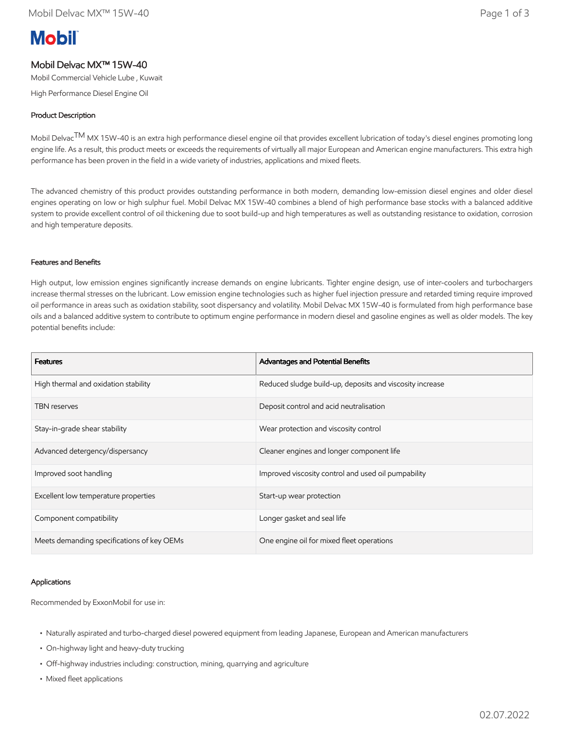# Mobil

## Mobil Delvac MX™ 15W-40

Mobil Commercial Vehicle Lube , Kuwait

High Performance Diesel Engine Oil

### Product Description

Mobil Delvac™ MX 15W-40 is an extra high performance diesel engine oil that provides excellent lubrication of today's diesel engines promoting long engine life. As a result, this product meets or exceeds the requirements of virtually all major European and American engine manufacturers. This extra high performance has been proven in the field in a wide variety of industries, applications and mixed fleets.

The advanced chemistry of this product provides outstanding performance in both modern, demanding low-emission diesel engines and older diesel engines operating on low or high sulphur fuel. Mobil Delvac MX 15W-40 combines a blend of high performance base stocks with a balanced additive system to provide excellent control of oil thickening due to soot build-up and high temperatures as well as outstanding resistance to oxidation, corrosion and high temperature deposits.

### Features and Benefits

High output, low emission engines significantly increase demands on engine lubricants. Tighter engine design, use of inter-coolers and turbochargers increase thermal stresses on the lubricant. Low emission engine technologies such as higher fuel injection pressure and retarded timing require improved oil performance in areas such as oxidation stability, soot dispersancy and volatility. Mobil Delvac MX 15W-40 is formulated from high performance base oils and a balanced additive system to contribute to optimum engine performance in modern diesel and gasoline engines as well as older models. The key potential benefits include:

| Features | Advantages and Potential Benefits |
| --- | --- |
| High thermal and oxidation stability | Reduced sludge build-up, deposits and viscosity increase |
| TBN reserves | Deposit control and acid neutralisation |
| Stay-in-grade shear stability | Wear protection and viscosity control |
| Advanced detergency/dispersancy | Cleaner engines and longer component life |
| Improved soot handling | Improved viscosity control and used oil pumpability |
| Excellent low temperature properties | Start-up wear protection |
| Component compatibility | Longer gasket and seal life |
| Meets demanding specifications of key OEMs | One engine oil for mixed fleet operations |

### Applications

Recommended by ExxonMobil for use in:

- Naturally aspirated and turbo-charged diesel powered equipment from leading Japanese, European and American manufacturers
- On-highway light and heavy-duty trucking
- Off-highway industries including: construction, mining, quarrying and agriculture
- Mixed fleet applications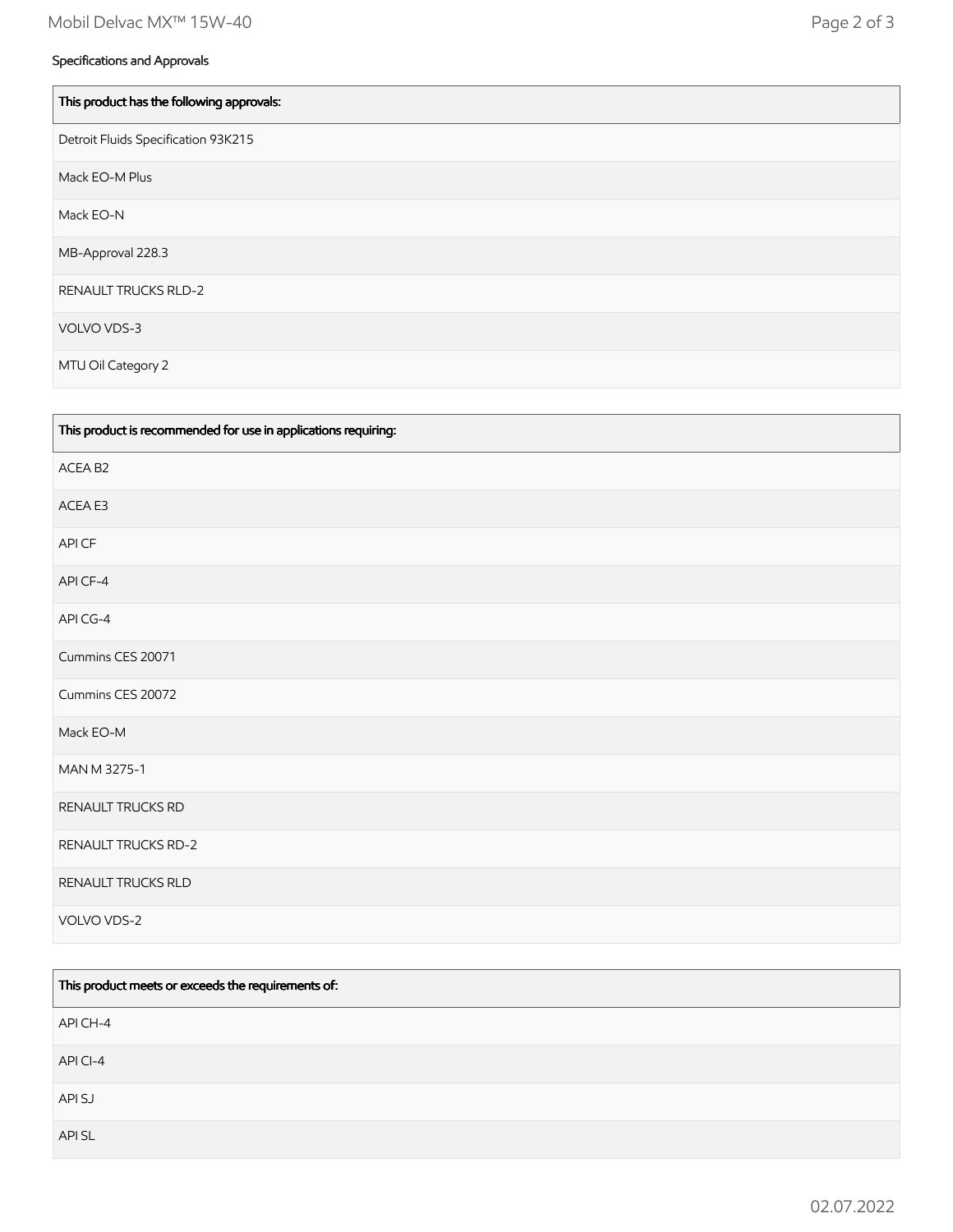## Specifications and Approvals

| This product has the following approvals: |
| --- |
| Detroit Fluids Specification 93K215 |
| Mack EO-M Plus |
| Mack EO-N |
| MB-Approval 228.3 |
| RENAULT TRUCKS RLD-2 |
| VOLVO VDS-3 |
| MTU Oil Category 2 |

| This product is recommended for use in applications requiring: |
| --- |
| ACEA B2 |
| ACEA E3 |
| API CF |
| API CF-4 |
| API CG-4 |
| Cummins CES 20071 |
| Cummins CES 20072 |
| Mack EO-M |
| MAN M 3275-1 |
| RENAULT TRUCKS RD |
| RENAULT TRUCKS RD-2 |
| RENAULT TRUCKS RLD |
| VOLVO VDS-2 |

| This product meets or exceeds the requirements of: |
| --- |
| API CH-4 |
| API CI-4 |
| API SJ |
| API SL |

02.07.2022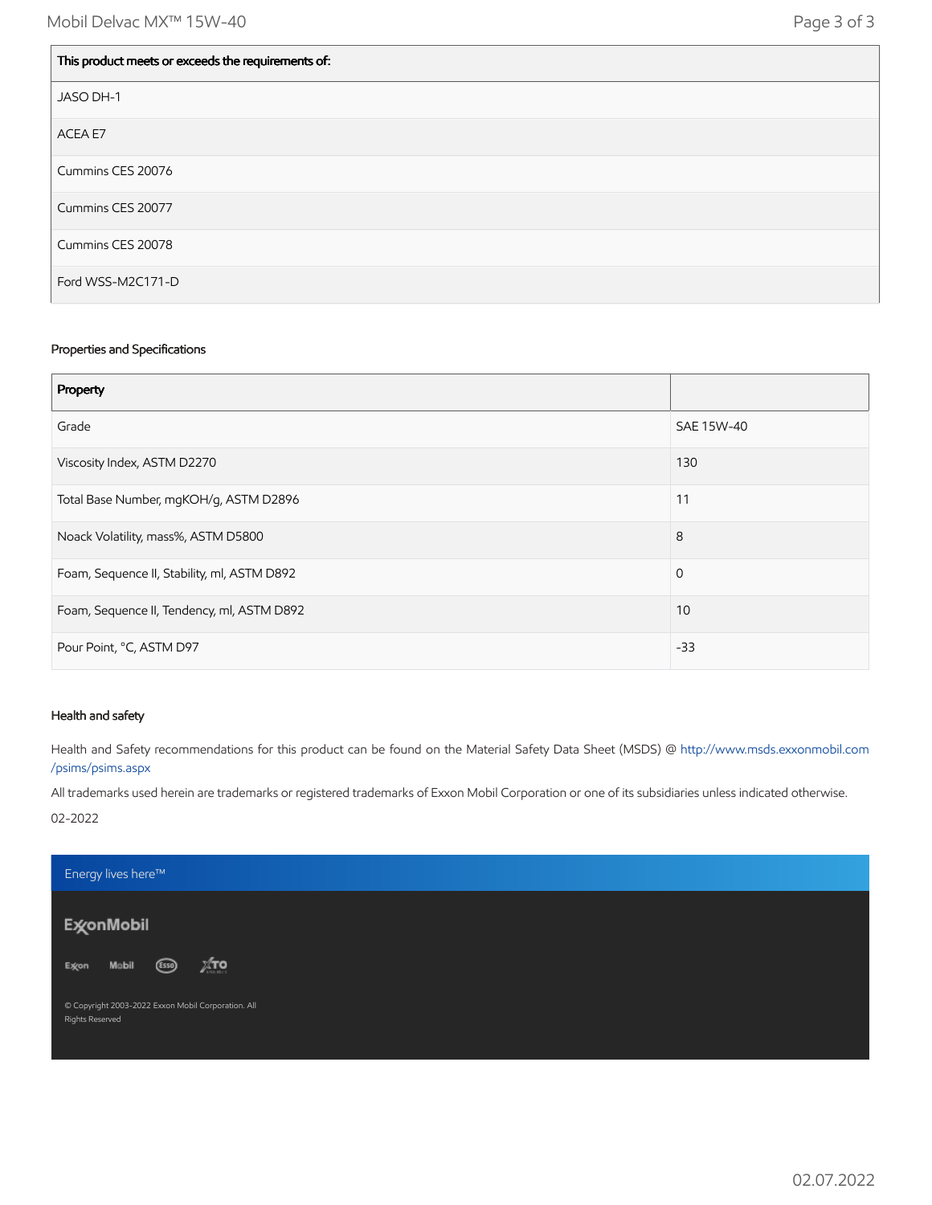| This product meets or exceeds the requirements of: |
|---|
| JASO DH-1 |
| ACEA E7 |
| Cummins CES 20076 |
| Cummins CES 20077 |
| Cummins CES 20078 |
| Ford WSS-M2C171-D |

### Properties and Specifications

| Property | |
|---|---|
| Grade | SAE 15W-40 |
| Viscosity Index, ASTM D2270 | 130 |
| Total Base Number, mgKOH/g, ASTM D2896 | 11 |
| Noack Volatility, mass%, ASTM D5800 | 8 |
| Foam, Sequence II, Stability, ml, ASTM D892 | 0 |
| Foam, Sequence II, Tendency, ml, ASTM D892 | 10 |
| Pour Point, °C, ASTM D97 | -33 |

### Health and safety

Health and Safety recommendations for this product can be found on the Material Safety Data Sheet (MSDS) @ http://www.msds.exxonmobil.com/psims/psims.aspx

All trademarks used herein are trademarks or registered trademarks of Exxon Mobil Corporation or one of its subsidiaries unless indicated otherwise.

02-2022

Energy lives here™

ExxonMobil

Exxon Mobil Esso XTO

© Copyright 2003-2022 Exxon Mobil Corporation. All Rights Reserved